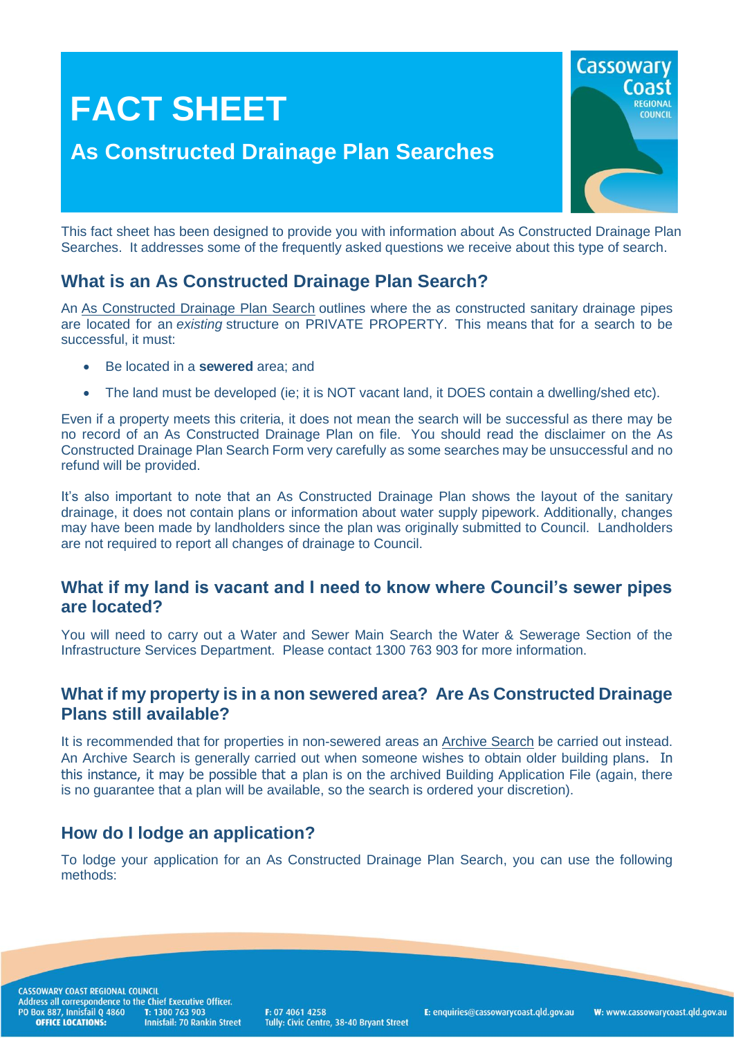# FACT SHEET

## As Constructed Drainage Plan Searches

This fact sheet has been designed to provide you with information about As Constructed Drainage Plan Searches. It addresses some of the frequently asked questions we receive about this type of search.

### What is an As Constructed Drainage Plan Search?

An As Constructed Drainage Plan Search outlines where the as constructed sanitary drainage pipes are located for an *existing* structure on PRIVATE PROPERTY. This means that for a search to be successful, it must:

- Be located in a **sewered** area; and
- The land must be developed (ie; it is NOT vacant land, it DOES contain a dwelling/shed etc).

Even if a property meets this criteria, it does not mean the search will be successful as there may be no record of an As Constructed Drainage Plan on file. You should read the disclaimer on the As Constructed Drainage Plan Search Form very carefully as some searches may be unsuccessful and no refund will be provided.

It's also important to note that an As Constructed Drainage Plan shows the layout of the sanitary drainage, it does not contain plans or information about water supply pipework. Additionally, changes may have been made by landholders since the plan was originally submitted to Council. Landholders are not required to report all changes of drainage to Council.

### What if my land is vacant and I need to know where Council's sewer pipes are located?

You will need to carry out a Water and Sewer Main Search the Water & Sewerage Section of the Infrastructure Services Department. Please contact 1300 763 903 for more information.

### What if my property is in a non sewered area? Are As Constructed Drainage Plans still available?

It is recommended that for properties in non-sewered areas an Archive Search be carried out instead. An Archive Search is generally carried out when someone wishes to obtain older building plans. In this instance, it may be possible that a plan is on the archived Building Application File (again, there is no guarantee that a plan will be available, so the search is ordered your discretion).

### How do I lodge an application?

To lodge your application for an As Constructed Drainage Plan Search, you can use the following methods: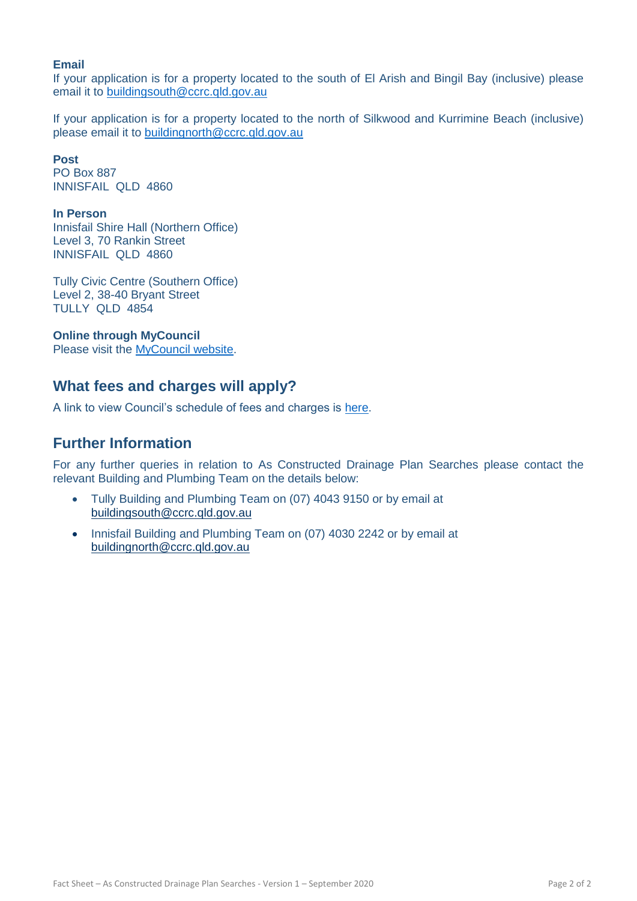**Email**
If your application is for a property located to the south of El Arish and Bingil Bay (inclusive) please email it to buildingsouth@ccrc.qld.gov.au

If your application is for a property located to the north of Silkwood and Kurrimine Beach (inclusive) please email it to buildingnorth@ccrc.qld.gov.au

**Post**
PO Box 887
INNISFAIL QLD 4860

**In Person**
Innisfail Shire Hall (Northern Office)
Level 3, 70 Rankin Street
INNISFAIL QLD 4860

Tully Civic Centre (Southern Office)
Level 2, 38-40 Bryant Street
TULLY QLD 4854

**Online through MyCouncil**
Please visit the MyCouncil website.

## What fees and charges will apply?

A link to view Council's schedule of fees and charges is here.

## Further Information

For any further queries in relation to As Constructed Drainage Plan Searches please contact the relevant Building and Plumbing Team on the details below:

- Tully Building and Plumbing Team on (07) 4043 9150 or by email at buildingsouth@ccrc.qld.gov.au
- Innisfail Building and Plumbing Team on (07) 4030 2242 or by email at buildingnorth@ccrc.qld.gov.au